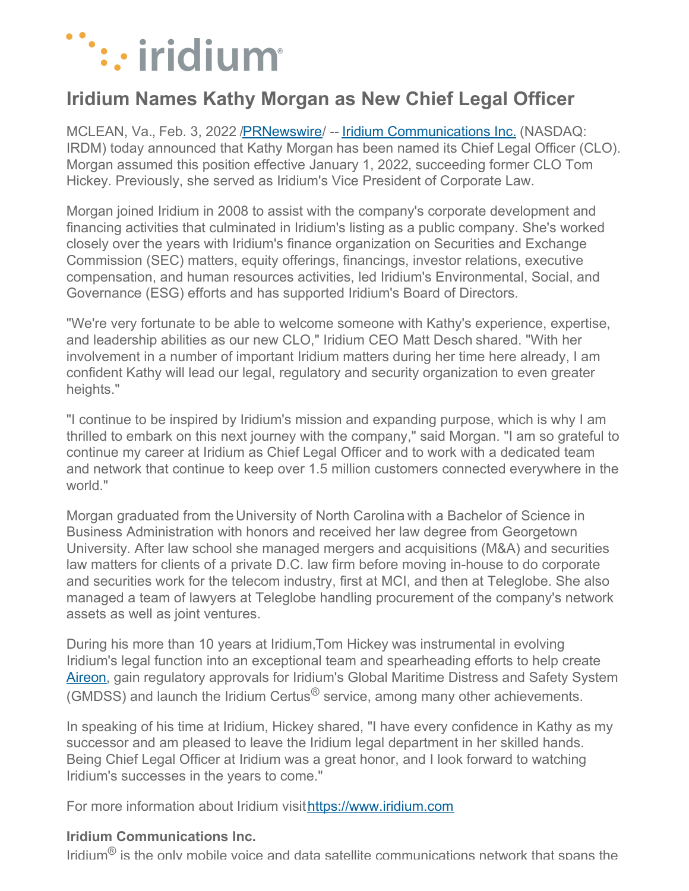# Iridium Names Kathy Morgan as New Chief Legal Officer

MCLEAN, Va., Feb. 3, 2022 /PRNewswire/ -- Iridium Communications Inc. (NASDAQ: IRDM) today announced that Kathy Morgan has been named its Chief Legal Officer (CLO). Morgan assumed this position effective January 1, 2022, succeeding former CLO Tom Hickey. Previously, she served as Iridium's Vice President of Corporate Law.

Morgan joined Iridium in 2008 to assist with the company's corporate development and financing activities that culminated in Iridium's listing as a public company. She's worked closely over the years with Iridium's finance organization on Securities and Exchange Commission (SEC) matters, equity offerings, financings, investor relations, executive compensation, and human resources activities, led Iridium's Environmental, Social, and Governance (ESG) efforts and has supported Iridium's Board of Directors.

"We're very fortunate to be able to welcome someone with Kathy's experience, expertise, and leadership abilities as our new CLO," Iridium CEO Matt Desch shared. "With her involvement in a number of important Iridium matters during her time here already, I am confident Kathy will lead our legal, regulatory and security organization to even greater heights."

"I continue to be inspired by Iridium's mission and expanding purpose, which is why I am thrilled to embark on this next journey with the company," said Morgan. "I am so grateful to continue my career at Iridium as Chief Legal Officer and to work with a dedicated team and network that continue to keep over 1.5 million customers connected everywhere in the world."

Morgan graduated from the University of North Carolina with a Bachelor of Science in Business Administration with honors and received her law degree from Georgetown University. After law school she managed mergers and acquisitions (M&A) and securities law matters for clients of a private D.C. law firm before moving in-house to do corporate and securities work for the telecom industry, first at MCI, and then at Teleglobe. She also managed a team of lawyers at Teleglobe handling procurement of the company's network assets as well as joint ventures.

During his more than 10 years at Iridium,Tom Hickey was instrumental in evolving Iridium's legal function into an exceptional team and spearheading efforts to help create Aireon, gain regulatory approvals for Iridium's Global Maritime Distress and Safety System (GMDSS) and launch the Iridium Certus® service, among many other achievements.

In speaking of his time at Iridium, Hickey shared, "I have every confidence in Kathy as my successor and am pleased to leave the Iridium legal department in her skilled hands. Being Chief Legal Officer at Iridium was a great honor, and I look forward to watching Iridium's successes in the years to come."

For more information about Iridium visit https://www.iridium.com

**Iridium Communications Inc.**

Iridium® is the only mobile voice and data satellite communications network that spans the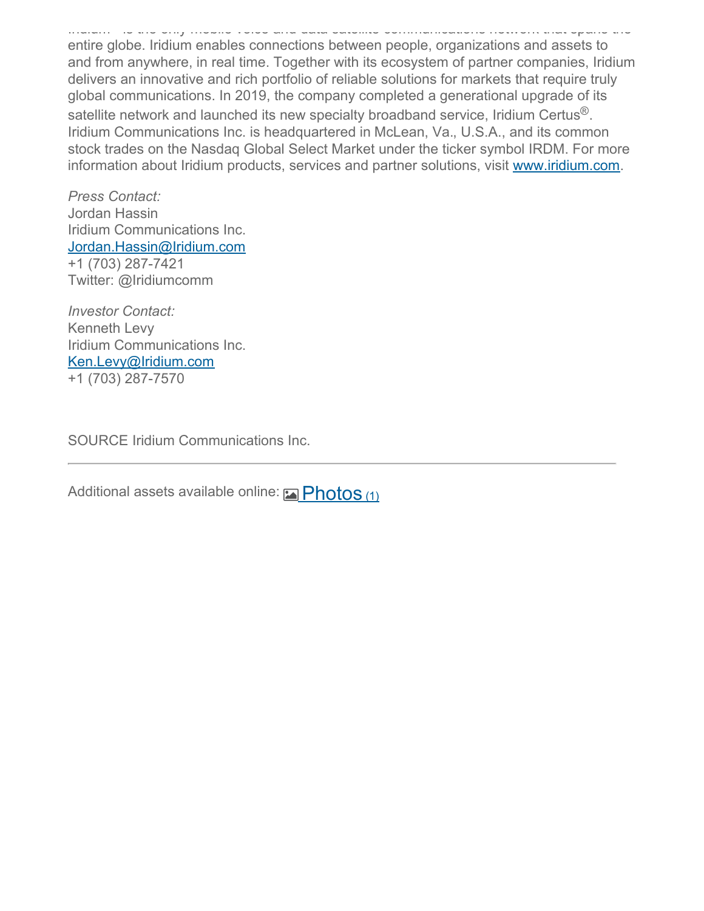Iridium® is the only mobile voice and data satellite communications network that spans the entire globe. Iridium enables connections between people, organizations and assets to and from anywhere, in real time. Together with its ecosystem of partner companies, Iridium delivers an innovative and rich portfolio of reliable solutions for markets that require truly global communications. In 2019, the company completed a generational upgrade of its satellite network and launched its new specialty broadband service, Iridium Certus®. Iridium Communications Inc. is headquartered in McLean, Va., U.S.A., and its common stock trades on the Nasdaq Global Select Market under the ticker symbol IRDM. For more information about Iridium products, services and partner solutions, visit [www.iridium.com](http://www.iridium.com).

*Press Contact:*
Jordan Hassin
Iridium Communications Inc.
[Jordan.Hassin@Iridium.com](mailto:Jordan.Hassin@Iridium.com)
+1 (703) 287-7421
Twitter: @Iridiumcomm

*Investor Contact:*
Kenneth Levy
Iridium Communications Inc.
[Ken.Levy@Iridium.com](mailto:Ken.Levy@Iridium.com)
+1 (703) 287-7570

SOURCE Iridium Communications Inc.

---

Additional assets available online: Photos (1)